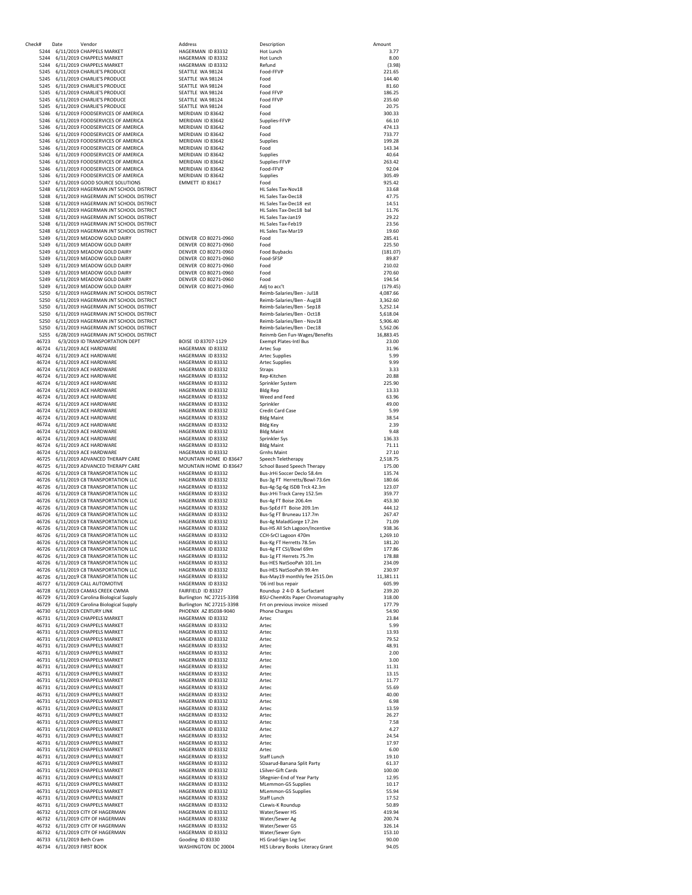| Check# | Date | Vendor | Address | Description | Amount |
|---|---|---|---|---|---|
| 5244 | 6/11/2019 | CHAPPELS MARKET | HAGERMAN ID 83332 | Hot Lunch | 3.77 |
| 5244 | 6/11/2019 | CHAPPELS MARKET | HAGERMAN ID 83332 | Hot Lunch | 8.00 |
| 5244 | 6/11/2019 | CHAPPELS MARKET | HAGERMAN ID 83332 | Refund | (3.98) |
| 5245 | 6/11/2019 | CHARLIE'S PRODUCE | SEATTLE WA 98124 | Food-FFVP | 221.65 |
| 5245 | 6/11/2019 | CHARLIE'S PRODUCE | SEATTLE WA 98124 | Food | 144.40 |
| 5245 | 6/11/2019 | CHARLIE'S PRODUCE | SEATTLE WA 98124 | Food | 81.60 |
| 5245 | 6/11/2019 | CHARLIE'S PRODUCE | SEATTLE WA 98124 | Food FFVP | 186.25 |
| 5245 | 6/11/2019 | CHARLIE'S PRODUCE | SEATTLE WA 98124 | Food FFVP | 235.60 |
| 5245 | 6/11/2019 | CHARLIE'S PRODUCE | SEATTLE WA 98124 | Food | 20.75 |
| 5246 | 6/11/2019 | FOODSERVICES OF AMERICA | MERIDIAN ID 83642 | Food | 300.33 |
| 5246 | 6/11/2019 | FOODSERVICES OF AMERICA | MERIDIAN ID 83642 | Supplies-FFVP | 66.10 |
| 5246 | 6/11/2019 | FOODSERVICES OF AMERICA | MERIDIAN ID 83642 | Food | 474.13 |
| 5246 | 6/11/2019 | FOODSERVICES OF AMERICA | MERIDIAN ID 83642 | Food | 733.77 |
| 5246 | 6/11/2019 | FOODSERVICES OF AMERICA | MERIDIAN ID 83642 | Supplies | 199.28 |
| 5246 | 6/11/2019 | FOODSERVICES OF AMERICA | MERIDIAN ID 83642 | Food | 143.34 |
| 5246 | 6/11/2019 | FOODSERVICES OF AMERICA | MERIDIAN ID 83642 | Supplies | 40.64 |
| 5246 | 6/11/2019 | FOODSERVICES OF AMERICA | MERIDIAN ID 83642 | Supplies-FFVP | 263.42 |
| 5246 | 6/11/2019 | FOODSERVICES OF AMERICA | MERIDIAN ID 83642 | Food-FFVP | 92.04 |
| 5246 | 6/11/2019 | FOODSERVICES OF AMERICA | MERIDIAN ID 83642 | Supplies | 305.49 |
| 5247 | 6/11/2019 | GOOD SOURCE SOLUTIONS | EMMETT ID 83617 | Food | 925.42 |
| 5248 | 6/11/2019 | HAGERMAN JNT SCHOOL DISTRICT | | HL Sales Tax-Nov18 | 33.68 |
| 5248 | 6/11/2019 | HAGERMAN JNT SCHOOL DISTRICT | | HL Sales Tax-Dec18 | 47.75 |
| 5248 | 6/11/2019 | HAGERMAN JNT SCHOOL DISTRICT | | HL Sales Tax-Dec18 est | 14.51 |
| 5248 | 6/11/2019 | HAGERMAN JNT SCHOOL DISTRICT | | HL Sales Tax-Dec18 bal | 11.76 |
| 5248 | 6/11/2019 | HAGERMAN JNT SCHOOL DISTRICT | | HL Sales Tax-Jan19 | 29.22 |
| 5248 | 6/11/2019 | HAGERMAN JNT SCHOOL DISTRICT | | HL Sales Tax-Feb19 | 23.56 |
| 5248 | 6/11/2019 | HAGERMAN JNT SCHOOL DISTRICT | | HL Sales Tax-Mar19 | 19.60 |
| 5249 | 6/11/2019 | MEADOW GOLD DAIRY | DENVER CO 80271-0960 | Food | 285.41 |
| 5249 | 6/11/2019 | MEADOW GOLD DAIRY | DENVER CO 80271-0960 | Food | 225.50 |
| 5249 | 6/11/2019 | MEADOW GOLD DAIRY | DENVER CO 80271-0960 | Food Buybacks | (181.07) |
| 5249 | 6/11/2019 | MEADOW GOLD DAIRY | DENVER CO 80271-0960 | Food-SFSP | 89.87 |
| 5249 | 6/11/2019 | MEADOW GOLD DAIRY | DENVER CO 80271-0960 | Food | 210.02 |
| 5249 | 6/11/2019 | MEADOW GOLD DAIRY | DENVER CO 80271-0960 | Food | 270.60 |
| 5249 | 6/11/2019 | MEADOW GOLD DAIRY | DENVER CO 80271-0960 | Food | 194.54 |
| 5249 | 6/11/2019 | MEADOW GOLD DAIRY | DENVER CO 80271-0960 | Adj to acc't | (179.45) |
| 5250 | 6/11/2019 | HAGERMAN JNT SCHOOL DISTRICT | | Reimb-Salaries/Ben - Jul18 | 4,087.66 |
| 5250 | 6/11/2019 | HAGERMAN JNT SCHOOL DISTRICT | | Reimb-Salaries/Ben - Aug18 | 3,362.60 |
| 5250 | 6/11/2019 | HAGERMAN JNT SCHOOL DISTRICT | | Reimb-Salaries/Ben - Sep18 | 5,252.14 |
| 5250 | 6/11/2019 | HAGERMAN JNT SCHOOL DISTRICT | | Reimb-Salaries/Ben - Oct18 | 5,618.04 |
| 5250 | 6/11/2019 | HAGERMAN JNT SCHOOL DISTRICT | | Reimb-Salaries/Ben - Nov18 | 5,906.40 |
| 5250 | 6/11/2019 | HAGERMAN JNT SCHOOL DISTRICT | | Reimb-Salaries/Ben - Dec18 | 5,562.06 |
| 5255 | 6/28/2019 | HAGERMAN JNT SCHOOL DISTRICT | | Reinmb Gen Fun-Wages/Benefits | 16,883.45 |
| 46723 | 6/3/2019 | ID TRANSPORTATION DEPT | BOISE ID 83707-1129 | Exempt Plates-Intl Bus | 23.00 |
| 46724 | 6/11/2019 | ACE HARDWARE | HAGERMAN ID 83332 | Artec Sup | 31.96 |
| 46724 | 6/11/2019 | ACE HARDWARE | HAGERMAN ID 83332 | Artec Supplies | 5.99 |
| 46724 | 6/11/2019 | ACE HARDWARE | HAGERMAN ID 83332 | Artec Supplies | 9.99 |
| 46724 | 6/11/2019 | ACE HARDWARE | HAGERMAN ID 83332 | Straps | 3.33 |
| 46724 | 6/11/2019 | ACE HARDWARE | HAGERMAN ID 83332 | Rep-Kitchen | 20.88 |
| 46724 | 6/11/2019 | ACE HARDWARE | HAGERMAN ID 83332 | Sprinkler System | 225.90 |
| 46724 | 6/11/2019 | ACE HARDWARE | HAGERMAN ID 83332 | Bldg Rep | 13.33 |
| 46724 | 6/11/2019 | ACE HARDWARE | HAGERMAN ID 83332 | Weed and Feed | 63.96 |
| 46724 | 6/11/2019 | ACE HARDWARE | HAGERMAN ID 83332 | Sprinkler | 49.00 |
| 46724 | 6/11/2019 | ACE HARDWARE | HAGERMAN ID 83332 | Credit Card Case | 5.99 |
| 46724 | 6/11/2019 | ACE HARDWARE | HAGERMAN ID 83332 | Bldg Maint | 38.54 |
| 46724 | 6/11/2019 | ACE HARDWARE | HAGERMAN ID 83332 | Bldg Key | 2.39 |
| 46724 | 6/11/2019 | ACE HARDWARE | HAGERMAN ID 83332 | Bldg Maint | 9.48 |
| 46724 | 6/11/2019 | ACE HARDWARE | HAGERMAN ID 83332 | Sprinkler Sys | 136.33 |
| 46724 | 6/11/2019 | ACE HARDWARE | HAGERMAN ID 83332 | Bldg Maint | 71.11 |
| 46724 | 6/11/2019 | ACE HARDWARE | HAGERMAN ID 83332 | Grnhs Maint | 27.10 |
| 46725 | 6/11/2019 | ADVANCED THERAPY CARE | MOUNTAIN HOME ID 83647 | Speech Teletherapy | 2,518.75 |
| 46725 | 6/11/2019 | ADVANCED THERAPY CARE | MOUNTAIN HOME ID 83647 | School Based Speech Therapy | 175.00 |
| 46726 | 6/11/2019 | C8 TRANSPORTATION LLC | HAGERMAN ID 83332 | Bus-JrHi Soccer Declo 58.4m | 135.74 |
| 46726 | 6/11/2019 | C8 TRANSPORTATION LLC | HAGERMAN ID 83332 | Bus-3g FT Herretts/Bowl-73.6m | 180.66 |
| 46726 | 6/11/2019 | C8 TRANSPORTATION LLC | HAGERMAN ID 83332 | Bus-4g-5g-6g ISDB Trck 42.3m | 123.07 |
| 46726 | 6/11/2019 | C8 TRANSPORTATION LLC | HAGERMAN ID 83332 | Bus-JrHi Track Carey 152.5m | 359.77 |
| 46726 | 6/11/2019 | C8 TRANSPORTATION LLC | HAGERMAN ID 83332 | Bus-4g FT Boise 206.4m | 453.30 |
| 46726 | 6/11/2019 | C8 TRANSPORTATION LLC | HAGERMAN ID 83332 | Bus-SpEd FT Boise 209.1m | 444.12 |
| 46726 | 6/11/2019 | C8 TRANSPORTATION LLC | HAGERMAN ID 83332 | Bus-5g FT Bruneau 117.7m | 267.47 |
| 46726 | 6/11/2019 | C8 TRANSPORTATION LLC | HAGERMAN ID 83332 | Bus-4g MaladGorge 17.2m | 71.09 |
| 46726 | 6/11/2019 | C8 TRANSPORTATION LLC | HAGERMAN ID 83332 | Bus-HS All Sch Lagoon/Incentive | 938.36 |
| 46726 | 6/11/2019 | C8 TRANSPORTATION LLC | HAGERMAN ID 83332 | CCH-SrCl Lagoon 470m | 1,269.10 |
| 46726 | 6/11/2019 | C8 TRANSPORTATION LLC | HAGERMAN ID 83332 | Bus-Kg FT Herretts 78.5m | 181.20 |
| 46726 | 6/11/2019 | C8 TRANSPORTATION LLC | HAGERMAN ID 83332 | Bus-4g FT CSI/Bowl 69m | 177.86 |
| 46726 | 6/11/2019 | C8 TRANSPORTATION LLC | HAGERMAN ID 83332 | Bus-1g FT Herrets 75.7m | 178.88 |
| 46726 | 6/11/2019 | C8 TRANSPORTATION LLC | HAGERMAN ID 83332 | Bus-HES NatSooPah 101.1m | 234.09 |
| 46726 | 6/11/2019 | C8 TRANSPORTATION LLC | HAGERMAN ID 83332 | Bus-HES NatSooPah 99.4m | 230.97 |
| 46726 | 6/11/2019 | C8 TRANSPORTATION LLC | HAGERMAN ID 83332 | Bus-May19 monthly fee 2515.0m | 11,381.11 |
| 46727 | 6/11/2019 | CALL AUTOMOTIVE | HAGERMAN ID 83332 | '06 intl bus repair | 605.99 |
| 46728 | 6/11/2019 | CAMAS CREEK CWMA | FAIRFIELD ID 83327 | Roundup 2 4-D & Surfactant | 239.20 |
| 46729 | 6/11/2019 | Carolina Biological Supply | Burlington NC 27215-3398 | BSU-ChemKits Paper Chromatography | 318.00 |
| 46729 | 6/11/2019 | Carolina Biological Supply | Burlington NC 27215-3398 | Frt on previous invoice missed | 177.79 |
| 46730 | 6/11/2019 | CENTURY LINK | PHOENIX AZ 85038-9040 | Phone Charges | 54.90 |
| 46731 | 6/11/2019 | CHAPPELS MARKET | HAGERMAN ID 83332 | Artec | 23.84 |
| 46731 | 6/11/2019 | CHAPPELS MARKET | HAGERMAN ID 83332 | Artec | 5.99 |
| 46731 | 6/11/2019 | CHAPPELS MARKET | HAGERMAN ID 83332 | Artec | 13.93 |
| 46731 | 6/11/2019 | CHAPPELS MARKET | HAGERMAN ID 83332 | Artec | 79.52 |
| 46731 | 6/11/2019 | CHAPPELS MARKET | HAGERMAN ID 83332 | Artec | 48.91 |
| 46731 | 6/11/2019 | CHAPPELS MARKET | HAGERMAN ID 83332 | Artec | 2.00 |
| 46731 | 6/11/2019 | CHAPPELS MARKET | HAGERMAN ID 83332 | Artec | 3.00 |
| 46731 | 6/11/2019 | CHAPPELS MARKET | HAGERMAN ID 83332 | Artec | 11.31 |
| 46731 | 6/11/2019 | CHAPPELS MARKET | HAGERMAN ID 83332 | Artec | 13.15 |
| 46731 | 6/11/2019 | CHAPPELS MARKET | HAGERMAN ID 83332 | Artec | 11.77 |
| 46731 | 6/11/2019 | CHAPPELS MARKET | HAGERMAN ID 83332 | Artec | 55.69 |
| 46731 | 6/11/2019 | CHAPPELS MARKET | HAGERMAN ID 83332 | Artec | 40.00 |
| 46731 | 6/11/2019 | CHAPPELS MARKET | HAGERMAN ID 83332 | Artec | 6.98 |
| 46731 | 6/11/2019 | CHAPPELS MARKET | HAGERMAN ID 83332 | Artec | 13.59 |
| 46731 | 6/11/2019 | CHAPPELS MARKET | HAGERMAN ID 83332 | Artec | 26.27 |
| 46731 | 6/11/2019 | CHAPPELS MARKET | HAGERMAN ID 83332 | Artec | 7.58 |
| 46731 | 6/11/2019 | CHAPPELS MARKET | HAGERMAN ID 83332 | Artec | 4.27 |
| 46731 | 6/11/2019 | CHAPPELS MARKET | HAGERMAN ID 83332 | Artec | 24.54 |
| 46731 | 6/11/2019 | CHAPPELS MARKET | HAGERMAN ID 83332 | Artec | 17.97 |
| 46731 | 6/11/2019 | CHAPPELS MARKET | HAGERMAN ID 83332 | Artec | 6.00 |
| 46731 | 6/11/2019 | CHAPPELS MARKET | HAGERMAN ID 83332 | Staff Lunch | 19.10 |
| 46731 | 6/11/2019 | CHAPPELS MARKET | HAGERMAN ID 83332 | SDaarud-Banana Split Party | 61.37 |
| 46731 | 6/11/2019 | CHAPPELS MARKET | HAGERMAN ID 83332 | LSilver-Gift Cards | 100.00 |
| 46731 | 6/11/2019 | CHAPPELS MARKET | HAGERMAN ID 83332 | SRegnier-End of Year Party | 12.95 |
| 46731 | 6/11/2019 | CHAPPELS MARKET | HAGERMAN ID 83332 | MLemmon-GS Supplies | 10.17 |
| 46731 | 6/11/2019 | CHAPPELS MARKET | HAGERMAN ID 83332 | MLemmon-GS Supplies | 55.94 |
| 46731 | 6/11/2019 | CHAPPELS MARKET | HAGERMAN ID 83332 | Staff Lunch | 17.52 |
| 46731 | 6/11/2019 | CHAPPELS MARKET | HAGERMAN ID 83332 | CLewis-K Roundup | 50.89 |
| 46732 | 6/11/2019 | CITY OF HAGERMAN | HAGERMAN ID 83332 | Water/Sewer HS | 419.94 |
| 46732 | 6/11/2019 | CITY OF HAGERMAN | HAGERMAN ID 83332 | Water/Sewer Ag | 200.74 |
| 46732 | 6/11/2019 | CITY OF HAGERMAN | HAGERMAN ID 83332 | Water/Sewer GS | 326.14 |
| 46732 | 6/11/2019 | CITY OF HAGERMAN | HAGERMAN ID 83332 | Water/Sewer Gym | 153.10 |
| 46733 | 6/11/2019 | Beth Cram | Gooding ID 83330 | HS Grad-Sign Lng Svc | 90.00 |
| 46734 | 6/11/2019 | FIRST BOOK | WASHINGTON DC 20004 | HES Library Books Literacy Grant | 94.05 |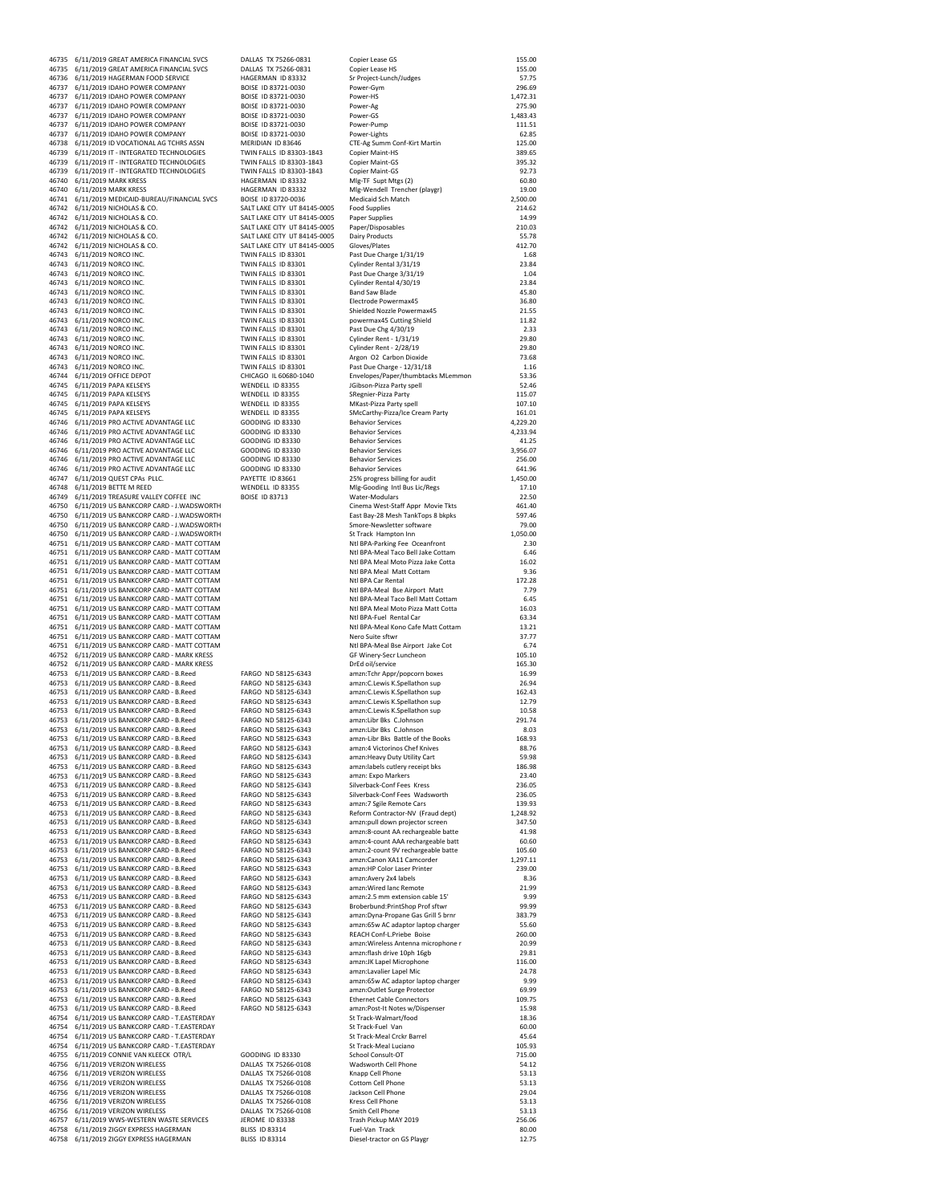| | | | | |
|---|---|---|---|---|
| 46735 | 6/11/2019 GREAT AMERICA FINANCIAL SVCS | DALLAS TX 75266-0831 | Copier Lease GS | 155.00 |
| 46735 | 6/11/2019 GREAT AMERICA FINANCIAL SVCS | DALLAS TX 75266-0831 | Copier Lease HS | 155.00 |
| 46736 | 6/11/2019 HAGERMAN FOOD SERVICE | HAGERMAN ID 83332 | Sr Project-Lunch/Judges | 57.75 |
| 46737 | 6/11/2019 IDAHO POWER COMPANY | BOISE ID 83721-0030 | Power-Gym | 296.69 |
| 46737 | 6/11/2019 IDAHO POWER COMPANY | BOISE ID 83721-0030 | Power-HS | 1,472.31 |
| 46737 | 6/11/2019 IDAHO POWER COMPANY | BOISE ID 83721-0030 | Power-Ag | 275.90 |
| 46737 | 6/11/2019 IDAHO POWER COMPANY | BOISE ID 83721-0030 | Power-GS | 1,483.43 |
| 46737 | 6/11/2019 IDAHO POWER COMPANY | BOISE ID 83721-0030 | Power-Pump | 111.51 |
| 46737 | 6/11/2019 IDAHO POWER COMPANY | BOISE ID 83721-0030 | Power-Lights | 62.85 |
| 46738 | 6/11/2019 ID VOCATIONAL AG TCHRS ASSN | MERIDIAN ID 83646 | CTE-Ag Summ Conf-Kirt Martin | 125.00 |
| 46739 | 6/11/2019 IT - INTEGRATED TECHNOLOGIES | TWIN FALLS ID 83303-1843 | Copier Maint-HS | 389.65 |
| 46739 | 6/11/2019 IT - INTEGRATED TECHNOLOGIES | TWIN FALLS ID 83303-1843 | Copier Maint-GS | 395.32 |
| 46739 | 6/11/2019 IT - INTEGRATED TECHNOLOGIES | TWIN FALLS ID 83303-1843 | Copier Maint-GS | 92.73 |
| 46740 | 6/11/2019 MARK KRESS | HAGERMAN ID 83332 | Mlg-TF Supt Mtgs (2) | 60.80 |
| 46740 | 6/11/2019 MARK KRESS | HAGERMAN ID 83332 | Mlg-Wendell Trencher (playgr) | 19.00 |
| 46741 | 6/11/2019 MEDICAID-BUREAU/FINANCIAL SVCS | BOISE ID 83720-0036 | Medicaid Sch Match | 2,500.00 |
| 46742 | 6/11/2019 NICHOLAS & CO. | SALT LAKE CITY UT 84145-0005 | Food Supplies | 214.62 |
| 46742 | 6/11/2019 NICHOLAS & CO. | SALT LAKE CITY UT 84145-0005 | Paper Supplies | 14.99 |
| 46742 | 6/11/2019 NICHOLAS & CO. | SALT LAKE CITY UT 84145-0005 | Paper/Disposables | 210.03 |
| 46742 | 6/11/2019 NICHOLAS & CO. | SALT LAKE CITY UT 84145-0005 | Dairy Products | 55.78 |
| 46742 | 6/11/2019 NICHOLAS & CO. | SALT LAKE CITY UT 84145-0005 | Gloves/Plates | 412.70 |
| 46743 | 6/11/2019 NORCO INC. | TWIN FALLS ID 83301 | Past Due Charge 1/31/19 | 1.68 |
| 46743 | 6/11/2019 NORCO INC. | TWIN FALLS ID 83301 | Cylinder Rental 3/31/19 | 23.84 |
| 46743 | 6/11/2019 NORCO INC. | TWIN FALLS ID 83301 | Past Due Charge 3/31/19 | 1.04 |
| 46743 | 6/11/2019 NORCO INC. | TWIN FALLS ID 83301 | Cylinder Rental 4/30/19 | 23.84 |
| 46743 | 6/11/2019 NORCO INC. | TWIN FALLS ID 83301 | Band Saw Blade | 45.80 |
| 46743 | 6/11/2019 NORCO INC. | TWIN FALLS ID 83301 | Electrode Powermax45 | 36.80 |
| 46743 | 6/11/2019 NORCO INC. | TWIN FALLS ID 83301 | Shielded Nozzle Powermax45 | 21.55 |
| 46743 | 6/11/2019 NORCO INC. | TWIN FALLS ID 83301 | powermax45 Cutting Shield | 11.82 |
| 46743 | 6/11/2019 NORCO INC. | TWIN FALLS ID 83301 | Past Due Chg 4/30/19 | 2.33 |
| 46743 | 6/11/2019 NORCO INC. | TWIN FALLS ID 83301 | Cylinder Rent - 1/31/19 | 29.80 |
| 46743 | 6/11/2019 NORCO INC. | TWIN FALLS ID 83301 | Cylinder Rent - 2/28/19 | 29.80 |
| 46743 | 6/11/2019 NORCO INC. | TWIN FALLS ID 83301 | Argon O2 Carbon Dioxide | 73.68 |
| 46743 | 6/11/2019 NORCO INC. | TWIN FALLS ID 83301 | Past Due Charge - 12/31/18 | 1.16 |
| 46744 | 6/11/2019 OFFICE DEPOT | CHICAGO IL 60680-1040 | Envelopes/Paper/thumbtacks MLemmon | 53.36 |
| 46745 | 6/11/2019 PAPA KELSEYS | WENDELL ID 83355 | JGibson-Pizza Party spell | 52.46 |
| 46745 | 6/11/2019 PAPA KELSEYS | WENDELL ID 83355 | SRegnier-Pizza Party | 115.07 |
| 46745 | 6/11/2019 PAPA KELSEYS | WENDELL ID 83355 | MKast-Pizza Party spell | 107.10 |
| 46745 | 6/11/2019 PAPA KELSEYS | WENDELL ID 83355 | SMcCarthy-Pizza/Ice Cream Party | 161.01 |
| 46746 | 6/11/2019 PRO ACTIVE ADVANTAGE LLC | GOODING ID 83330 | Behavior Services | 4,229.20 |
| 46746 | 6/11/2019 PRO ACTIVE ADVANTAGE LLC | GOODING ID 83330 | Behavior Services | 4,233.94 |
| 46746 | 6/11/2019 PRO ACTIVE ADVANTAGE LLC | GOODING ID 83330 | Behavior Services | 41.25 |
| 46746 | 6/11/2019 PRO ACTIVE ADVANTAGE LLC | GOODING ID 83330 | Behavior Services | 3,956.07 |
| 46746 | 6/11/2019 PRO ACTIVE ADVANTAGE LLC | GOODING ID 83330 | Behavior Services | 256.00 |
| 46746 | 6/11/2019 PRO ACTIVE ADVANTAGE LLC | GOODING ID 83330 | Behavior Services | 641.96 |
| 46747 | 6/11/2019 QUEST CPAs PLLC. | PAYETTE ID 83661 | 25% progress billing for audit | 1,450.00 |
| 46748 | 6/11/2019 BETTE M REED | WENDELL ID 83355 | Mlg-Gooding Intl Bus Lic/Regs | 17.10 |
| 46749 | 6/11/2019 TREASURE VALLEY COFFEE INC | BOISE ID 83713 | Water-Modulars | 22.50 |
| 46750 | 6/11/2019 US BANKCORP CARD - J.WADSWORTH | | Cinema West-Staff Appr Movie Tkts | 461.40 |
| 46750 | 6/11/2019 US BANKCORP CARD - J.WADSWORTH | | East Bay-28 Mesh TankTops 8 bkpks | 597.46 |
| 46750 | 6/11/2019 US BANKCORP CARD - J.WADSWORTH | | Smore-Newsletter software | 79.00 |
| 46750 | 6/11/2019 US BANKCORP CARD - J.WADSWORTH | | St Track Hampton Inn | 1,050.00 |
| 46751 | 6/11/2019 US BANKCORP CARD - MATT COTTAM | | Ntl BPA-Parking Fee Oceanfront | 2.30 |
| 46751 | 6/11/2019 US BANKCORP CARD - MATT COTTAM | | Ntl BPA-Meal Taco Bell Jake Cottam | 6.46 |
| 46751 | 6/11/2019 US BANKCORP CARD - MATT COTTAM | | Ntl BPA Meal Moto Pizza Jake Cotta | 16.02 |
| 46751 | 6/11/2019 US BANKCORP CARD - MATT COTTAM | | Ntl BPA Meal Matt Cottam | 9.36 |
| 46751 | 6/11/2019 US BANKCORP CARD - MATT COTTAM | | Ntl BPA Car Rental | 172.28 |
| 46751 | 6/11/2019 US BANKCORP CARD - MATT COTTAM | | Ntl BPA-Meal Bse Airport Matt | 7.79 |
| 46751 | 6/11/2019 US BANKCORP CARD - MATT COTTAM | | Ntl BPA-Meal Taco Bell Matt Cottam | 6.45 |
| 46751 | 6/11/2019 US BANKCORP CARD - MATT COTTAM | | Ntl BPA Meal Moto Pizza Matt Cotta | 16.03 |
| 46751 | 6/11/2019 US BANKCORP CARD - MATT COTTAM | | Ntl BPA-Fuel Rental Car | 63.34 |
| 46751 | 6/11/2019 US BANKCORP CARD - MATT COTTAM | | Ntl BPA-Meal Kono Cafe Matt Cottam | 13.21 |
| 46751 | 6/11/2019 US BANKCORP CARD - MATT COTTAM | | Nero Suite sftwr | 37.77 |
| 46751 | 6/11/2019 US BANKCORP CARD - MATT COTTAM | | Ntl BPA-Meal Bse Airport Jake Cot | 6.74 |
| 46752 | 6/11/2019 US BANKCORP CARD - MARK KRESS | | GF Winery-Secr Luncheon | 105.10 |
| 46752 | 6/11/2019 US BANKCORP CARD - MARK KRESS | | DrEd oil/service | 165.30 |
| 46753 | 6/11/2019 US BANKCORP CARD - B.Reed | FARGO ND 58125-6343 | amzn:Tchr Appr/popcorn boxes | 16.99 |
| 46753 | 6/11/2019 US BANKCORP CARD - B.Reed | FARGO ND 58125-6343 | amzn:C.Lewis K.Spellathon sup | 26.94 |
| 46753 | 6/11/2019 US BANKCORP CARD - B.Reed | FARGO ND 58125-6343 | amzn:C.Lewis K.Spellathon sup | 162.43 |
| 46753 | 6/11/2019 US BANKCORP CARD - B.Reed | FARGO ND 58125-6343 | amzn:C.Lewis K.Spellathon sup | 12.79 |
| 46753 | 6/11/2019 US BANKCORP CARD - B.Reed | FARGO ND 58125-6343 | amzn:C.Lewis K.Spellathon sup | 10.58 |
| 46753 | 6/11/2019 US BANKCORP CARD - B.Reed | FARGO ND 58125-6343 | amzn:Libr Bks C.Johnson | 291.74 |
| 46753 | 6/11/2019 US BANKCORP CARD - B.Reed | FARGO ND 58125-6343 | amzn:Libr Bks C.Johnson | 8.03 |
| 46753 | 6/11/2019 US BANKCORP CARD - B.Reed | FARGO ND 58125-6343 | amzn-Libr Bks Battle of the Books | 168.93 |
| 46753 | 6/11/2019 US BANKCORP CARD - B.Reed | FARGO ND 58125-6343 | amzn:4 Victorinos Chef Knives | 88.76 |
| 46753 | 6/11/2019 US BANKCORP CARD - B.Reed | FARGO ND 58125-6343 | amzn:Heavy Duty Utility Cart | 59.98 |
| 46753 | 6/11/2019 US BANKCORP CARD - B.Reed | FARGO ND 58125-6343 | amzn:labels cutlery receipt bks | 186.98 |
| 46753 | 6/11/2019 US BANKCORP CARD - B.Reed | FARGO ND 58125-6343 | amzn: Expo Markers | 23.40 |
| 46753 | 6/11/2019 US BANKCORP CARD - B.Reed | FARGO ND 58125-6343 | Silverback-Conf Fees Kress | 236.05 |
| 46753 | 6/11/2019 US BANKCORP CARD - B.Reed | FARGO ND 58125-6343 | Silverback-Conf Fees Wadsworth | 236.05 |
| 46753 | 6/11/2019 US BANKCORP CARD - B.Reed | FARGO ND 58125-6343 | amzn:7 Sgile Remote Cars | 139.93 |
| 46753 | 6/11/2019 US BANKCORP CARD - B.Reed | FARGO ND 58125-6343 | Reform Contractor-NV (Fraud dept) | 1,248.92 |
| 46753 | 6/11/2019 US BANKCORP CARD - B.Reed | FARGO ND 58125-6343 | amzn:pull down projector screen | 347.50 |
| 46753 | 6/11/2019 US BANKCORP CARD - B.Reed | FARGO ND 58125-6343 | amzn:8-count AA rechargeable batte | 41.98 |
| 46753 | 6/11/2019 US BANKCORP CARD - B.Reed | FARGO ND 58125-6343 | amzn:4-count AAA rechargeable batt | 60.60 |
| 46753 | 6/11/2019 US BANKCORP CARD - B.Reed | FARGO ND 58125-6343 | amzn:2-count 9V rechargeable batte | 105.60 |
| 46753 | 6/11/2019 US BANKCORP CARD - B.Reed | FARGO ND 58125-6343 | amzn:Canon XA11 Camcorder | 1,297.11 |
| 46753 | 6/11/2019 US BANKCORP CARD - B.Reed | FARGO ND 58125-6343 | amzn:HP Color Laser Printer | 239.00 |
| 46753 | 6/11/2019 US BANKCORP CARD - B.Reed | FARGO ND 58125-6343 | amzn:Avery 2x4 labels | 8.36 |
| 46753 | 6/11/2019 US BANKCORP CARD - B.Reed | FARGO ND 58125-6343 | amzn:Wired lanc Remote | 21.99 |
| 46753 | 6/11/2019 US BANKCORP CARD - B.Reed | FARGO ND 58125-6343 | amzn:2.5 mm extension cable 15' | 9.99 |
| 46753 | 6/11/2019 US BANKCORP CARD - B.Reed | FARGO ND 58125-6343 | Broberbund:PrintShop Prof sftwr | 99.99 |
| 46753 | 6/11/2019 US BANKCORP CARD - B.Reed | FARGO ND 58125-6343 | amzn:Dyna-Propane Gas Grill 5 brnr | 383.79 |
| 46753 | 6/11/2019 US BANKCORP CARD - B.Reed | FARGO ND 58125-6343 | amzn:65w AC adaptor laptop charger | 55.60 |
| 46753 | 6/11/2019 US BANKCORP CARD - B.Reed | FARGO ND 58125-6343 | REACH Conf-L.Priebe Boise | 260.00 |
| 46753 | 6/11/2019 US BANKCORP CARD - B.Reed | FARGO ND 58125-6343 | amzn:Wireless Antenna microphone r | 20.99 |
| 46753 | 6/11/2019 US BANKCORP CARD - B.Reed | FARGO ND 58125-6343 | amzn:flash drive 10ph 16gb | 29.81 |
| 46753 | 6/11/2019 US BANKCORP CARD - B.Reed | FARGO ND 58125-6343 | amzn:JK Lapel Microphone | 116.00 |
| 46753 | 6/11/2019 US BANKCORP CARD - B.Reed | FARGO ND 58125-6343 | amzn:Lavalier Lapel Mic | 24.78 |
| 46753 | 6/11/2019 US BANKCORP CARD - B.Reed | FARGO ND 58125-6343 | amzn:65w AC adaptor laptop charger | 9.99 |
| 46753 | 6/11/2019 US BANKCORP CARD - B.Reed | FARGO ND 58125-6343 | amzn:Outlet Surge Protector | 69.99 |
| 46753 | 6/11/2019 US BANKCORP CARD - B.Reed | FARGO ND 58125-6343 | Ethernet Cable Connectors | 109.75 |
| 46753 | 6/11/2019 US BANKCORP CARD - B.Reed | FARGO ND 58125-6343 | amzn:Post-It Notes w/Dispenser | 15.98 |
| 46754 | 6/11/2019 US BANKCORP CARD - T.EASTERDAY | | St Track-Walmart/food | 18.36 |
| 46754 | 6/11/2019 US BANKCORP CARD - T.EASTERDAY | | St Track-Fuel Van | 60.00 |
| 46754 | 6/11/2019 US BANKCORP CARD - T.EASTERDAY | | St Track-Meal Crckr Barrel | 45.64 |
| 46754 | 6/11/2019 US BANKCORP CARD - T.EASTERDAY | | St Track-Meal Luciano | 105.93 |
| 46755 | 6/11/2019 CONNIE VAN KLEECK OTR/L | GOODING ID 83330 | School Consult-OT | 715.00 |
| 46756 | 6/11/2019 VERIZON WIRELESS | DALLAS TX 75266-0108 | Wadsworth Cell Phone | 54.12 |
| 46756 | 6/11/2019 VERIZON WIRELESS | DALLAS TX 75266-0108 | Knapp Cell Phone | 53.13 |
| 46756 | 6/11/2019 VERIZON WIRELESS | DALLAS TX 75266-0108 | Cottom Cell Phone | 53.13 |
| 46756 | 6/11/2019 VERIZON WIRELESS | DALLAS TX 75266-0108 | Jackson Cell Phone | 29.04 |
| 46756 | 6/11/2019 VERIZON WIRELESS | DALLAS TX 75266-0108 | Kress Cell Phone | 53.13 |
| 46756 | 6/11/2019 VERIZON WIRELESS | DALLAS TX 75266-0108 | Smith Cell Phone | 53.13 |
| 46757 | 6/11/2019 WWS-WESTERN WASTE SERVICES | JEROME ID 83338 | Trash Pickup MAY 2019 | 256.06 |
| 46758 | 6/11/2019 ZIGGY EXPRESS HAGERMAN | BLISS ID 83314 | Fuel-Van Track | 80.00 |
| 46758 | 6/11/2019 ZIGGY EXPRESS HAGERMAN | BLISS ID 83314 | Diesel-tractor on GS Playgr | 12.75 |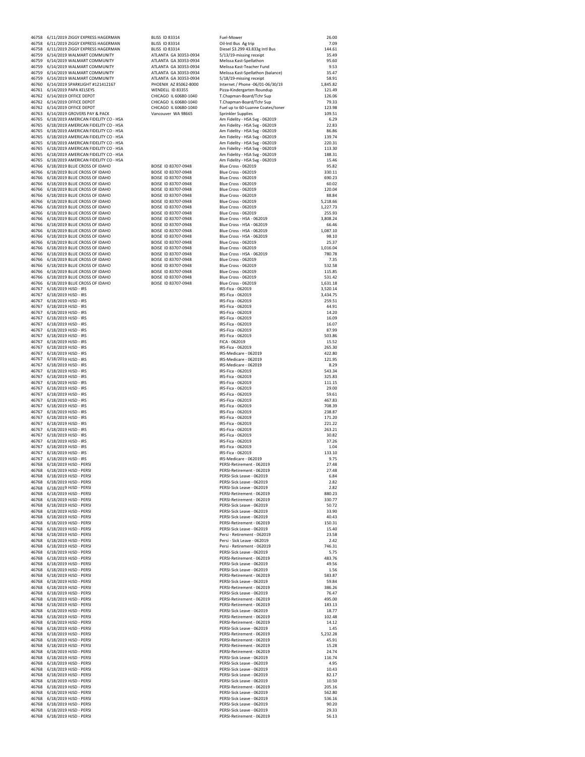| | | | | |
|---|---|---|---|---|
| 46758 | 6/11/2019 ZIGGY EXPRESS HAGERMAN | BLISS ID 83314 | Fuel-Mower | 26.00 |
| 46758 | 6/11/2019 ZIGGY EXPRESS HAGERMAN | BLISS ID 83314 | Oil-Intl Bus Ag trip | 7.09 |
| 46758 | 6/11/2019 ZIGGY EXPRESS HAGERMAN | BLISS ID 83314 | Diesel $3.299 43.833g Intl Bus | 144.61 |
| 46759 | 6/14/2019 WALMART COMMUNITY | ATLANTA GA 30353-0934 | 5/13/19-missing receipt | 35.49 |
| 46759 | 6/14/2019 WALMART COMMUNITY | ATLANTA GA 30353-0934 | Melissa Kast-Spellathon | 95.60 |
| 46759 | 6/14/2019 WALMART COMMUNITY | ATLANTA GA 30353-0934 | Melissa Kast-Teacher Fund | 9.53 |
| 46759 | 6/14/2019 WALMART COMMUNITY | ATLANTA GA 30353-0934 | Melissa Kast-Spellathon (balance) | 35.47 |
| 46759 | 6/14/2019 WALMART COMMUNITY | ATLANTA GA 30353-0934 | 5/18/19-missing receipt | 58.91 |
| 46760 | 6/14/2019 SPARKLIGHT #121412167 | PHOENIX AZ 85062-8000 | Internet / Phone -06/01-06/30/19 | 1,845.82 |
| 46761 | 6/14/2019 PAPA KELSEYS | WENDELL ID 83355 | Pizza-Kindergarten Roundup | 121.49 |
| 46762 | 6/14/2019 OFFICE DEPOT | CHICAGO IL 60680-1040 | T.Chapman-Board/Tchr Sup | 126.06 |
| 46762 | 6/14/2019 OFFICE DEPOT | CHICAGO IL 60680-1040 | T.Chapman-Board/Tchr Sup | 79.33 |
| 46762 | 6/14/2019 OFFICE DEPOT | CHICAGO IL 60680-1040 | Fuel up to 60-Luanne Coates/toner | 123.98 |
| 46763 | 6/14/2019 GROVERS PAY & PACK | Vancouver WA 98665 | Sprinkler Supplies | 109.51 |
| 46765 | 6/18/2019 AMERICAN FIDELITY CO - HSA | | Am Fidelity - HSA Svg - 062019 | 6.29 |
| 46765 | 6/18/2019 AMERICAN FIDELITY CO - HSA | | Am Fidelity - HSA Svg - 062019 | 22.83 |
| 46765 | 6/18/2019 AMERICAN FIDELITY CO - HSA | | Am Fidelity - HSA Svg - 062019 | 86.86 |
| 46765 | 6/18/2019 AMERICAN FIDELITY CO - HSA | | Am Fidelity - HSA Svg - 062019 | 139.74 |
| 46765 | 6/18/2019 AMERICAN FIDELITY CO - HSA | | Am Fidelity - HSA Svg - 062019 | 220.31 |
| 46765 | 6/18/2019 AMERICAN FIDELITY CO - HSA | | Am Fidelity - HSA Svg - 062019 | 113.30 |
| 46765 | 6/18/2019 AMERICAN FIDELITY CO - HSA | | Am Fidelity - HSA Svg - 062019 | 188.31 |
| 46765 | 6/18/2019 AMERICAN FIDELITY CO - HSA | | Am Fidelity - HSA Svg - 062019 | 15.46 |
| 46766 | 6/18/2019 BLUE CROSS OF IDAHO | BOISE ID 83707-0948 | Blue Cross - 062019 | 95.82 |
| 46766 | 6/18/2019 BLUE CROSS OF IDAHO | BOISE ID 83707-0948 | Blue Cross - 062019 | 330.11 |
| 46766 | 6/18/2019 BLUE CROSS OF IDAHO | BOISE ID 83707-0948 | Blue Cross - 062019 | 690.23 |
| 46766 | 6/18/2019 BLUE CROSS OF IDAHO | BOISE ID 83707-0948 | Blue Cross - 062019 | 60.02 |
| 46766 | 6/18/2019 BLUE CROSS OF IDAHO | BOISE ID 83707-0948 | Blue Cross - 062019 | 120.04 |
| 46766 | 6/18/2019 BLUE CROSS OF IDAHO | BOISE ID 83707-0948 | Blue Cross - 062019 | 88.84 |
| 46766 | 6/18/2019 BLUE CROSS OF IDAHO | BOISE ID 83707-0948 | Blue Cross - 062019 | 5,218.66 |
| 46766 | 6/18/2019 BLUE CROSS OF IDAHO | BOISE ID 83707-0948 | Blue Cross - 062019 | 1,227.73 |
| 46766 | 6/18/2019 BLUE CROSS OF IDAHO | BOISE ID 83707-0948 | Blue Cross - 062019 | 255.93 |
| 46766 | 6/18/2019 BLUE CROSS OF IDAHO | BOISE ID 83707-0948 | Blue Cross - HSA - 062019 | 3,808.24 |
| 46766 | 6/18/2019 BLUE CROSS OF IDAHO | BOISE ID 83707-0948 | Blue Cross - HSA - 062019 | 66.46 |
| 46766 | 6/18/2019 BLUE CROSS OF IDAHO | BOISE ID 83707-0948 | Blue Cross - HSA - 062019 | 1,087.10 |
| 46766 | 6/18/2019 BLUE CROSS OF IDAHO | BOISE ID 83707-0948 | Blue Cross - HSA - 062019 | 98.10 |
| 46766 | 6/18/2019 BLUE CROSS OF IDAHO | BOISE ID 83707-0948 | Blue Cross - 062019 | 25.37 |
| 46766 | 6/18/2019 BLUE CROSS OF IDAHO | BOISE ID 83707-0948 | Blue Cross - 062019 | 1,016.04 |
| 46766 | 6/18/2019 BLUE CROSS OF IDAHO | BOISE ID 83707-0948 | Blue Cross - HSA - 062019 | 780.78 |
| 46766 | 6/18/2019 BLUE CROSS OF IDAHO | BOISE ID 83707-0948 | Blue Cross - 062019 | 7.35 |
| 46766 | 6/18/2019 BLUE CROSS OF IDAHO | BOISE ID 83707-0948 | Blue Cross - 062019 | 532.58 |
| 46766 | 6/18/2019 BLUE CROSS OF IDAHO | BOISE ID 83707-0948 | Blue Cross - 062019 | 115.85 |
| 46766 | 6/18/2019 BLUE CROSS OF IDAHO | BOISE ID 83707-0948 | Blue Cross - 062019 | 531.42 |
| 46766 | 6/18/2019 BLUE CROSS OF IDAHO | BOISE ID 83707-0948 | Blue Cross - 062019 | 1,631.18 |
| 46767 | 6/18/2019 HJSD - IRS | | IRS-Fica - 062019 | 3,520.14 |
| 46767 | 6/18/2019 HJSD - IRS | | IRS-Fica - 062019 | 3,434.75 |
| 46767 | 6/18/2019 HJSD - IRS | | IRS-Fica - 062019 | 259.51 |
| 46767 | 6/18/2019 HJSD - IRS | | IRS-Fica - 062019 | 44.91 |
| 46767 | 6/18/2019 HJSD - IRS | | IRS-Fica - 062019 | 14.20 |
| 46767 | 6/18/2019 HJSD - IRS | | IRS-Fica - 062019 | 16.09 |
| 46767 | 6/18/2019 HJSD - IRS | | IRS-Fica - 062019 | 16.07 |
| 46767 | 6/18/2019 HJSD - IRS | | IRS-Fica - 062019 | 87.99 |
| 46767 | 6/18/2019 HJSD - IRS | | IRS-Fica - 062019 | 503.86 |
| 46767 | 6/18/2019 HJSD - IRS | | FICA - 062019 | 15.52 |
| 46767 | 6/18/2019 HJSD - IRS | | IRS-Fica - 062019 | 265.30 |
| 46767 | 6/18/2019 HJSD - IRS | | IRS-Medicare - 062019 | 422.80 |
| 46767 | 6/18/2019 HJSD - IRS | | IRS-Medicare - 062019 | 121.95 |
| 46767 | 6/18/2019 HJSD - IRS | | IRS-Medicare - 062019 | 8.29 |
| 46767 | 6/18/2019 HJSD - IRS | | IRS-Fica - 062019 | 543.34 |
| 46767 | 6/18/2019 HJSD - IRS | | IRS-Fica - 062019 | 325.83 |
| 46767 | 6/18/2019 HJSD - IRS | | IRS-Fica - 062019 | 111.15 |
| 46767 | 6/18/2019 HJSD - IRS | | IRS-Fica - 062019 | 29.00 |
| 46767 | 6/18/2019 HJSD - IRS | | IRS-Fica - 062019 | 59.61 |
| 46767 | 6/18/2019 HJSD - IRS | | IRS-Fica - 062019 | 467.83 |
| 46767 | 6/18/2019 HJSD - IRS | | IRS-Fica - 062019 | 708.39 |
| 46767 | 6/18/2019 HJSD - IRS | | IRS-Fica - 062019 | 238.87 |
| 46767 | 6/18/2019 HJSD - IRS | | IRS-Fica - 062019 | 171.20 |
| 46767 | 6/18/2019 HJSD - IRS | | IRS-Fica - 062019 | 221.22 |
| 46767 | 6/18/2019 HJSD - IRS | | IRS-Fica - 062019 | 263.21 |
| 46767 | 6/18/2019 HJSD - IRS | | IRS-Fica - 062019 | 30.82 |
| 46767 | 6/18/2019 HJSD - IRS | | IRS-Fica - 062019 | 37.26 |
| 46767 | 6/18/2019 HJSD - IRS | | IRS-Fica - 062019 | 1.04 |
| 46767 | 6/18/2019 HJSD - IRS | | IRS-Fica - 062019 | 133.10 |
| 46767 | 6/18/2019 HJSD - IRS | | IRS-Medicare - 062019 | 9.75 |
| 46768 | 6/18/2019 HJSD - PERSI | | PERSI-Retirement - 062019 | 27.48 |
| 46768 | 6/18/2019 HJSD - PERSI | | PERSI-Retirement - 062019 | 27.48 |
| 46768 | 6/18/2019 HJSD - PERSI | | PERSI-Sick Leave - 062019 | 6.84 |
| 46768 | 6/18/2019 HJSD - PERSI | | PERSI-Sick Leave - 062019 | 2.82 |
| 46768 | 6/18/2019 HJSD - PERSI | | PERSI-Sick Leave - 062019 | 2.82 |
| 46768 | 6/18/2019 HJSD - PERSI | | PERSI-Retirement - 062019 | 880.23 |
| 46768 | 6/18/2019 HJSD - PERSI | | PERSI-Retirement - 062019 | 330.77 |
| 46768 | 6/18/2019 HJSD - PERSI | | PERSI-Sick Leave - 062019 | 50.72 |
| 46768 | 6/18/2019 HJSD - PERSI | | PERSI-Sick Leave - 062019 | 33.90 |
| 46768 | 6/18/2019 HJSD - PERSI | | PERSI-Sick Leave - 062019 | 40.43 |
| 46768 | 6/18/2019 HJSD - PERSI | | PERSI-Retirement - 062019 | 150.31 |
| 46768 | 6/18/2019 HJSD - PERSI | | PERSI-Sick Leave - 062019 | 15.40 |
| 46768 | 6/18/2019 HJSD - PERSI | | Persi - Retirement - 062019 | 23.58 |
| 46768 | 6/18/2019 HJSD - PERSI | | Persi - Sick Leave - 062019 | 2.42 |
| 46768 | 6/18/2019 HJSD - PERSI | | Persi - Retirement - 062019 | 746.31 |
| 46768 | 6/18/2019 HJSD - PERSI | | PERSI-Sick Leave - 062019 | 5.75 |
| 46768 | 6/18/2019 HJSD - PERSI | | PERSI-Retirement - 062019 | 483.76 |
| 46768 | 6/18/2019 HJSD - PERSI | | PERSI-Sick Leave - 062019 | 49.56 |
| 46768 | 6/18/2019 HJSD - PERSI | | PERSI-Sick Leave - 062019 | 1.56 |
| 46768 | 6/18/2019 HJSD - PERSI | | PERSI-Retirement - 062019 | 583.87 |
| 46768 | 6/18/2019 HJSD - PERSI | | PERSI-Sick Leave - 062019 | 59.84 |
| 46768 | 6/18/2019 HJSD - PERSI | | PERSI-Retirement - 062019 | 386.26 |
| 46768 | 6/18/2019 HJSD - PERSI | | PERSI-Sick Leave - 062019 | 76.47 |
| 46768 | 6/18/2019 HJSD - PERSI | | PERSI-Retirement - 062019 | 495.00 |
| 46768 | 6/18/2019 HJSD - PERSI | | PERSI-Retirement - 062019 | 183.13 |
| 46768 | 6/18/2019 HJSD - PERSI | | PERSI-Sick Leave - 062019 | 18.77 |
| 46768 | 6/18/2019 HJSD - PERSI | | PERSI-Retirement - 062019 | 102.48 |
| 46768 | 6/18/2019 HJSD - PERSI | | PERSI-Retirement - 062019 | 14.12 |
| 46768 | 6/18/2019 HJSD - PERSI | | PERSI-Sick Leave - 062019 | 1.45 |
| 46768 | 6/18/2019 HJSD - PERSI | | PERSI-Retirement - 062019 | 5,232.28 |
| 46768 | 6/18/2019 HJSD - PERSI | | PERSI-Retirement - 062019 | 45.91 |
| 46768 | 6/18/2019 HJSD - PERSI | | PERSI-Retirement - 062019 | 15.28 |
| 46768 | 6/18/2019 HJSD - PERSI | | PERSI-Retirement - 062019 | 24.74 |
| 46768 | 6/18/2019 HJSD - PERSI | | PERSI-Sick Leave - 062019 | 116.74 |
| 46768 | 6/18/2019 HJSD - PERSI | | PERSI-Sick Leave - 062019 | 4.95 |
| 46768 | 6/18/2019 HJSD - PERSI | | PERSI-Sick Leave - 062019 | 10.43 |
| 46768 | 6/18/2019 HJSD - PERSI | | PERSI-Sick Leave - 062019 | 82.17 |
| 46768 | 6/18/2019 HJSD - PERSI | | PERSI-Sick Leave - 062019 | 10.50 |
| 46768 | 6/18/2019 HJSD - PERSI | | PERSI-Retirement - 062019 | 205.16 |
| 46768 | 6/18/2019 HJSD - PERSI | | PERSI-Sick Leave - 062019 | 562.80 |
| 46768 | 6/18/2019 HJSD - PERSI | | PERSI-Sick Leave - 062019 | 536.16 |
| 46768 | 6/18/2019 HJSD - PERSI | | PERSI-Sick Leave - 062019 | 90.20 |
| 46768 | 6/18/2019 HJSD - PERSI | | PERSI-Sick Leave - 062019 | 29.33 |
| 46768 | 6/18/2019 HJSD - PERSI | | PERSI-Retirement - 062019 | 56.13 |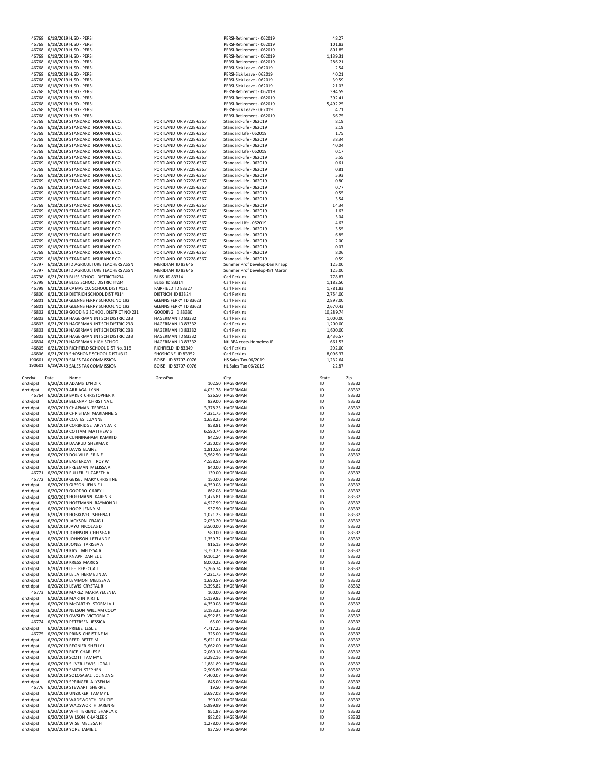| | | | | | |
|---|---|---|---|---|---|
| 46768 | 6/18/2019 HJSD - PERSI | | PERSI-Retirement - 062019 | 48.27 | |
| 46768 | 6/18/2019 HJSD - PERSI | | PERSI-Retirement - 062019 | 101.83 | |
| 46768 | 6/18/2019 HJSD - PERSI | | PERSI-Retirement - 062019 | 801.85 | |
| 46768 | 6/18/2019 HJSD - PERSI | | PERSI-Retirement - 062019 | 1,139.31 | |
| 46768 | 6/18/2019 HJSD - PERSI | | PERSI-Retirement - 062019 | 286.21 | |
| 46768 | 6/18/2019 HJSD - PERSI | | PERSI-Sick Leave - 062019 | 2.54 | |
| 46768 | 6/18/2019 HJSD - PERSI | | PERSI-Sick Leave - 062019 | 40.21 | |
| 46768 | 6/18/2019 HJSD - PERSI | | PERSI-Sick Leave - 062019 | 39.59 | |
| 46768 | 6/18/2019 HJSD - PERSI | | PERSI-Sick Leave - 062019 | 21.03 | |
| 46768 | 6/18/2019 HJSD - PERSI | | PERSI-Retirement - 062019 | 394.59 | |
| 46768 | 6/18/2019 HJSD - PERSI | | PERSI-Retirement - 062019 | 392.41 | |
| 46768 | 6/18/2019 HJSD - PERSI | | PERSI-Retirement - 062019 | 5,492.25 | |
| 46768 | 6/18/2019 HJSD - PERSI | | PERSI-Sick Leave - 062019 | 4.71 | |
| 46768 | 6/18/2019 HJSD - PERSI | | PERSI-Retirement - 062019 | 66.75 | |
| 46769 | 6/18/2019 STANDARD INSURANCE CO. | PORTLAND OR 97228-6367 | Standard-Life - 062019 | 8.19 | |
| 46769 | 6/18/2019 STANDARD INSURANCE CO. | PORTLAND OR 97228-6367 | Standard-Life - 062019 | 2.19 | |
| 46769 | 6/18/2019 STANDARD INSURANCE CO. | PORTLAND OR 97228-6367 | Standard Life - 062019 | 1.75 | |
| 46769 | 6/18/2019 STANDARD INSURANCE CO. | PORTLAND OR 97228-6367 | Standard-Life - 062019 | 38.34 | |
| 46769 | 6/18/2019 STANDARD INSURANCE CO. | PORTLAND OR 97228-6367 | Standard-Life - 062019 | 40.04 | |
| 46769 | 6/18/2019 STANDARD INSURANCE CO. | PORTLAND OR 97228-6367 | Standard Life - 062019 | 0.17 | |
| 46769 | 6/18/2019 STANDARD INSURANCE CO. | PORTLAND OR 97228-6367 | Standard-Life - 062019 | 5.55 | |
| 46769 | 6/18/2019 STANDARD INSURANCE CO. | PORTLAND OR 97228-6367 | Standard-Life - 062019 | 0.61 | |
| 46769 | 6/18/2019 STANDARD INSURANCE CO. | PORTLAND OR 97228-6367 | Standard-Life - 062019 | 0.81 | |
| 46769 | 6/18/2019 STANDARD INSURANCE CO. | PORTLAND OR 97228-6367 | Standard-Life - 062019 | 5.93 | |
| 46769 | 6/18/2019 STANDARD INSURANCE CO. | PORTLAND OR 97228-6367 | Standard-Life - 062019 | 0.80 | |
| 46769 | 6/18/2019 STANDARD INSURANCE CO. | PORTLAND OR 97228-6367 | Standard-Life - 062019 | 0.77 | |
| 46769 | 6/18/2019 STANDARD INSURANCE CO. | PORTLAND OR 97228-6367 | Standard-Life - 062019 | 0.55 | |
| 46769 | 6/18/2019 STANDARD INSURANCE CO. | PORTLAND OR 97228-6367 | Standard-Life - 062019 | 3.54 | |
| 46769 | 6/18/2019 STANDARD INSURANCE CO. | PORTLAND OR 97228-6367 | Standard-Life - 062019 | 14.34 | |
| 46769 | 6/18/2019 STANDARD INSURANCE CO. | PORTLAND OR 97228-6367 | Standard-Life - 062019 | 1.63 | |
| 46769 | 6/18/2019 STANDARD INSURANCE CO. | PORTLAND OR 97228-6367 | Standard-Life - 062019 | 5.04 | |
| 46769 | 6/18/2019 STANDARD INSURANCE CO. | PORTLAND OR 97228-6367 | Standard Life - 062019 | 4.63 | |
| 46769 | 6/18/2019 STANDARD INSURANCE CO. | PORTLAND OR 97228-6367 | Standard-Life - 062019 | 3.55 | |
| 46769 | 6/18/2019 STANDARD INSURANCE CO. | PORTLAND OR 97228-6367 | Standard-Life - 062019 | 6.85 | |
| 46769 | 6/18/2019 STANDARD INSURANCE CO. | PORTLAND OR 97228-6367 | Standard-Life - 062019 | 2.00 | |
| 46769 | 6/18/2019 STANDARD INSURANCE CO. | PORTLAND OR 97228-6367 | Standard-Life - 062019 | 0.07 | |
| 46769 | 6/18/2019 STANDARD INSURANCE CO. | PORTLAND OR 97228-6367 | Standard-Life - 062019 | 8.06 | |
| 46769 | 6/18/2019 STANDARD INSURANCE CO. | PORTLAND OR 97228-6367 | Standard-Life - 062019 | 0.59 | |
| 46797 | 6/18/2019 ID AGRICULTURE TEACHERS ASSN | MERIDIAN ID 83646 | Summer Prof Develop-Dan Knapp | 125.00 | |
| 46797 | 6/18/2019 ID AGRICULTURE TEACHERS ASSN | MERIDIAN ID 83646 | Summer Prof Develop-Kirt Martin | 125.00 | |
| 46798 | 6/21/2019 BLISS SCHOOL DISTRICT#234 | BLISS ID 83314 | Carl Perkins | 778.87 | |
| 46798 | 6/21/2019 BLISS SCHOOL DISTRICT#234 | BLISS ID 83314 | Carl Perkins | 1,182.50 | |
| 46799 | 6/21/2019 CAMAS CO. SCHOOL DIST #121 | FAIRFIELD ID 83327 | Carl Perkins | 1,781.83 | |
| 46800 | 6/21/2019 DIETRICH SCHOOL DIST #314 | DIETRICH ID 83324 | Carl Perkins | 2,754.00 | |
| 46801 | 6/21/2019 GLENNS FERRY SCHOOL NO 192 | GLENNS FERRY ID 83623 | Carl Perkins | 2,897.00 | |
| 46801 | 6/21/2019 GLENNS FERRY SCHOOL NO 192 | GLENNS FERRY ID 83623 | Carl Perkins | 2,670.43 | |
| 46802 | 6/21/2019 GOODING SCHOOL DISTRICT NO 231 | GOODING ID 83330 | Carl Perkins | 10,289.74 | |
| 46803 | 6/21/2019 HAGERMAN JNT SCH DISTRIC 233 | HAGERMAN ID 83332 | Carl Perkins | 1,000.00 | |
| 46803 | 6/21/2019 HAGERMAN JNT SCH DISTRIC 233 | HAGERMAN ID 83332 | Carl Perkins | 1,200.00 | |
| 46803 | 6/21/2019 HAGERMAN JNT SCH DISTRIC 233 | HAGERMAN ID 83332 | Carl Perkins | 1,600.00 | |
| 46803 | 6/21/2019 HAGERMAN JNT SCH DISTRIC 233 | HAGERMAN ID 83332 | Carl Perkins | 3,436.57 | |
| 46804 | 6/21/2019 HAGERMAN HIGH SCHOOL | HAGERMAN ID 83332 | Ntl BPA costs-Homeless JF | 661.53 | |
| 46805 | 6/21/2019 RICHFIELD SCHOOL DIST No. 316 | RICHFIELD ID 83349 | Carl Perkins | 202.00 | |
| 46806 | 6/21/2019 SHOSHONE SCHOOL DIST #312 | SHOSHONE ID 83352 | Carl Perkins | 8,096.37 | |
| 190601 | 6/19/2019 SALES TAX COMMISSION | BOISE ID 83707-0076 | HS Sales Tax-06/2019 | 1,232.64 | |
| 190601 | 6/19/2019 SALES TAX COMMISSION | BOISE ID 83707-0076 | HL Sales Tax-06/2019 | 22.87 | |

| Check# | Date | Name | GrossPay | City | State | Zip |
|---|---|---|---|---|---|---|
| drct-dpst | 6/20/2019 | ADAMS LYNDI K | 102.50 | HAGERMAN | ID | 83332 |
| drct-dpst | 6/20/2019 | ARRIAGA LYNN | 4,031.78 | HAGERMAN | ID | 83332 |
| 46764 | 6/20/2019 | BAKER CHRISTOPHER K | 526.50 | HAGERMAN | ID | 83332 |
| drct-dpst | 6/20/2019 | BELKNAP CHRISTINA L | 829.00 | HAGERMAN | ID | 83332 |
| drct-dpst | 6/20/2019 | CHAPMAN TERESA L | 3,378.25 | HAGERMAN | ID | 83332 |
| drct-dpst | 6/20/2019 | CHRISTIAN MARIANNE G | 4,321.75 | HAGERMAN | ID | 83332 |
| drct-dpst | 6/20/2019 | COATES LUANNE | 1,658.25 | HAGERMAN | ID | 83332 |
| drct-dpst | 6/20/2019 | CORBRIDGE ARLYNDA R | 858.81 | HAGERMAN | ID | 83332 |
| drct-dpst | 6/20/2019 | COTTAM MATTHEW S | 6,590.74 | HAGERMAN | ID | 83332 |
| drct-dpst | 6/20/2019 | CUNNINGHAM KAMRI D | 842.50 | HAGERMAN | ID | 83332 |
| drct-dpst | 6/20/2019 | DAARUD SHERMA K | 4,350.08 | HAGERMAN | ID | 83332 |
| drct-dpst | 6/20/2019 | DAVIS ELAINE | 1,810.58 | HAGERMAN | ID | 83332 |
| drct-dpst | 6/20/2019 | DOUVILLE ERIN E | 3,562.50 | HAGERMAN | ID | 83332 |
| drct-dpst | 6/20/2019 | EASTERDAY TROY W | 4,558.58 | HAGERMAN | ID | 83332 |
| drct-dpst | 6/20/2019 | FREEMAN MELISSA A | 840.00 | HAGERMAN | ID | 83332 |
| 46771 | 6/20/2019 | FULLER ELIZABETH A | 130.00 | HAGERMAN | ID | 83332 |
| 46772 | 6/20/2019 | GEISEL MARY CHRISTINE | 150.00 | HAGERMAN | ID | 83332 |
| drct-dpst | 6/20/2019 | GIBSON JENNIE L | 4,350.08 | HAGERMAN | ID | 83332 |
| drct-dpst | 6/20/2019 | GOODRO CAREY L | 862.08 | HAGERMAN | ID | 83332 |
| drct-dpst | 6/20/2019 | HOFFMANN KAREN B | 1,476.81 | HAGERMAN | ID | 83332 |
| drct-dpst | 6/20/2019 | HOFFMANN RAYMOND L | 4,927.99 | HAGERMAN | ID | 83332 |
| drct-dpst | 6/20/2019 | HOOP JENNY M | 937.50 | HAGERMAN | ID | 83332 |
| drct-dpst | 6/20/2019 | HOSKOVEC SHEENA L | 1,071.25 | HAGERMAN | ID | 83332 |
| drct-dpst | 6/20/2019 | JACKSON CRAIG L | 2,053.20 | HAGERMAN | ID | 83332 |
| drct-dpst | 6/20/2019 | JAYO NICOLAS D | 3,500.00 | HAGERMAN | ID | 83332 |
| drct-dpst | 6/20/2019 | JOHNSON CHELSEA R | 580.00 | HAGERMAN | ID | 83332 |
| drct-dpst | 6/20/2019 | JOHNSON LEELAND F | 1,359.72 | HAGERMAN | ID | 83332 |
| drct-dpst | 6/20/2019 | JONES TARISSA A | 916.13 | HAGERMAN | ID | 83332 |
| drct-dpst | 6/20/2019 | KAST MELISSA A | 3,750.25 | HAGERMAN | ID | 83332 |
| drct-dpst | 6/20/2019 | KNAPP DANIEL L | 9,101.24 | HAGERMAN | ID | 83332 |
| drct-dpst | 6/20/2019 | KRESS MARK S | 8,000.22 | HAGERMAN | ID | 83332 |
| drct-dpst | 6/20/2019 | LEE REBECCA L | 5,266.74 | HAGERMAN | ID | 83332 |
| drct-dpst | 6/20/2019 | LEIJA HERMELINDA | 4,221.75 | HAGERMAN | ID | 83332 |
| drct-dpst | 6/20/2019 | LEMMON MELISSA A | 1,690.57 | HAGERMAN | ID | 83332 |
| drct-dpst | 6/20/2019 | LEWIS CRYSTAL R | 3,395.82 | HAGERMAN | ID | 83332 |
| 46773 | 6/20/2019 | MAREZ MARIA YECENIA | 100.00 | HAGERMAN | ID | 83332 |
| drct-dpst | 6/20/2019 | MARTIN KIRT L | 5,139.83 | HAGERMAN | ID | 83332 |
| drct-dpst | 6/20/2019 | McCARTHY STORMI V L | 4,350.08 | HAGERMAN | ID | 83332 |
| drct-dpst | 6/20/2019 | NELSON WILLIAM CODY | 3,183.33 | HAGERMAN | ID | 83332 |
| drct-dpst | 6/20/2019 | OWSLEY VICTORIA C | 4,592.83 | HAGERMAN | ID | 83332 |
| 46774 | 6/20/2019 | PETERSEN JESSICA | 65.00 | HAGERMAN | ID | 83332 |
| drct-dpst | 6/20/2019 | PRIEBE LESLIE | 4,717.25 | HAGERMAN | ID | 83332 |
| 46775 | 6/20/2019 | PRINS CHRISTINE M | 325.00 | HAGERMAN | ID | 83332 |
| drct-dpst | 6/20/2019 | REED BETTE M | 5,621.01 | HAGERMAN | ID | 83332 |
| drct-dpst | 6/20/2019 | REGNIER SHELLY L | 3,662.00 | HAGERMAN | ID | 83332 |
| drct-dpst | 6/20/2019 | RICE CHARLES E | 2,060.18 | HAGERMAN | ID | 83332 |
| drct-dpst | 6/20/2019 | SCOTT TAMMY L | 3,292.16 | HAGERMAN | ID | 83332 |
| drct-dpst | 6/20/2019 | SILVER-LEWIS LORA L | 11,881.89 | HAGERMAN | ID | 83332 |
| drct-dpst | 6/20/2019 | SMITH STEPHEN L | 2,905.80 | HAGERMAN | ID | 83332 |
| drct-dpst | 6/20/2019 | SOLOSABAL JOLINDA S | 4,400.07 | HAGERMAN | ID | 83332 |
| drct-dpst | 6/20/2019 | SPRINGER ALYSEN M | 845.00 | HAGERMAN | ID | 83332 |
| 46776 | 6/20/2019 | STEWART SHERRIE | 19.50 | HAGERMAN | ID | 83332 |
| drct-dpst | 6/20/2019 | UNZICKER TAMMY L | 3,697.08 | HAGERMAN | ID | 83332 |
| drct-dpst | 6/20/2019 | WADSWORTH DRUCIE | 390.00 | HAGERMAN | ID | 83332 |
| drct-dpst | 6/20/2019 | WADSWORTH JAREN G | 5,999.99 | HAGERMAN | ID | 83332 |
| drct-dpst | 6/20/2019 | WHITTEKIEND SHARLA K | 851.87 | HAGERMAN | ID | 83332 |
| drct-dpst | 6/20/2019 | WILSON CHARLEE S | 882.08 | HAGERMAN | ID | 83332 |
| drct-dpst | 6/20/2019 | WISE MELISSA H | 1,278.00 | HAGERMAN | ID | 83332 |
| drct-dpst | 6/20/2019 | YORE JAMIE L | 937.50 | HAGERMAN | ID | 83332 |